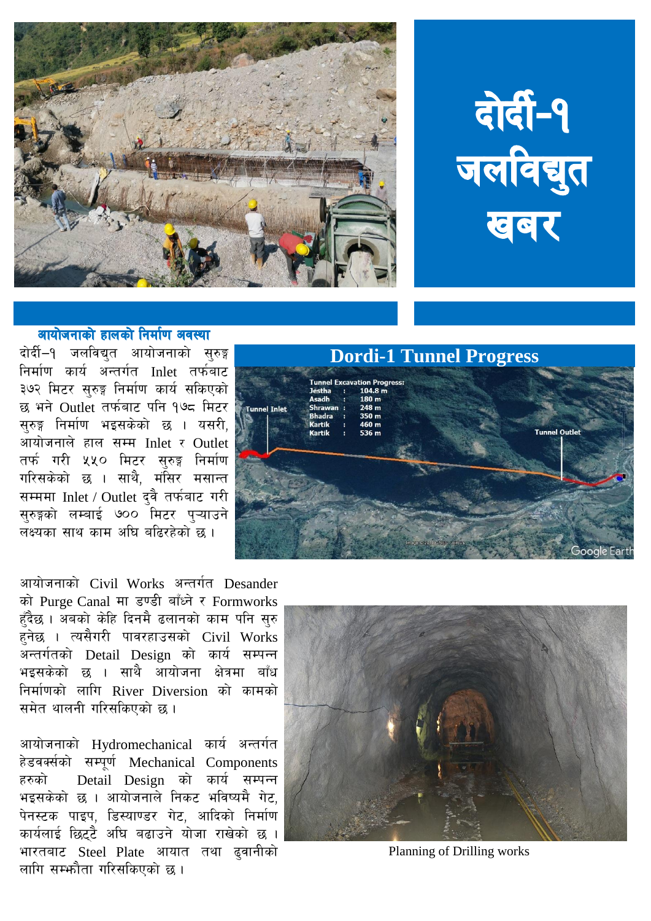# दोर्दी-१ जलविद्युत खबर

## आयोजनाको हालको निर्माण अवस्था

दोर्दी–१ जलविद्युत आयोजनाको सुरुङ्ग निर्माण कार्य अन्तर्गत Inlet तर्फबाट ३७२ मिटर सुरुङ्ग निर्माण कार्य सकिएको छ भने Outlet तर्फबाट पनि १७८ मिटर सुरुङ्ग निर्माण भइसकेको छ । यसरी, आयोजनाले हाल सम्म Inlet र Outlet तर्फ गरी ५५० मिटर सुरुङ्ग निर्माण गरिसकेको छ । साथै, मंसिर मसान्त सम्ममा Inlet / Outlet दुवै तर्फबाट गरी सुरुङ्गको लम्बाई ७०० मिटर पुऱ्याउने लक्ष्यका साथ काम अघि बढिरहेको छ ।

**Dordi-1 Tunnel Progress**

Tunnel Excavation Progress:

| Month | | Length |
|---|---|---|
| Jestha | : | 104.8 m |
| Asadh | : | 180 m |
| Shrawan | : | 248 m |
| Bhadra | : | 350 m |
| Kartik | : | 460 m |
| Kartik | : | 536 m |

Tunnel Inlet — Tunnel Outlet

आयोजनाको Civil Works अन्तर्गत Desander को Purge Canal मा डण्डी बाँध्ने र Formworks हुँदैछ । अबको केहि दिनमै ढलानको काम पनि सुरु हुनेछ । त्यसैगरी पावरहाउसको Civil Works अन्तर्गतको Detail Design को कार्य सम्पन्न भइसकेको छ । साथै आयोजना क्षेत्रमा बाँध निर्माणको लागि River Diversion को कामको समेत थालनी गरिसकिएको छ ।

आयोजनाको Hydromechanical कार्य अन्तर्गत हेडवर्क्सको सम्पूर्ण Mechanical Components हरुको Detail Design को कार्य सम्पन्न भइसकेको छ । आयोजनाले निकट भविष्यमै गेट, पेनस्टक पाइप, डिस्याण्डर गेट, आदिको निर्माण कार्यलाई छिट्टै अघि बढाउने योजा राखेको छ । भारतबाट Steel Plate आयात तथा ढुवानीको लागि सम्झौता गरिसकिएको छ ।

Planning of Drilling works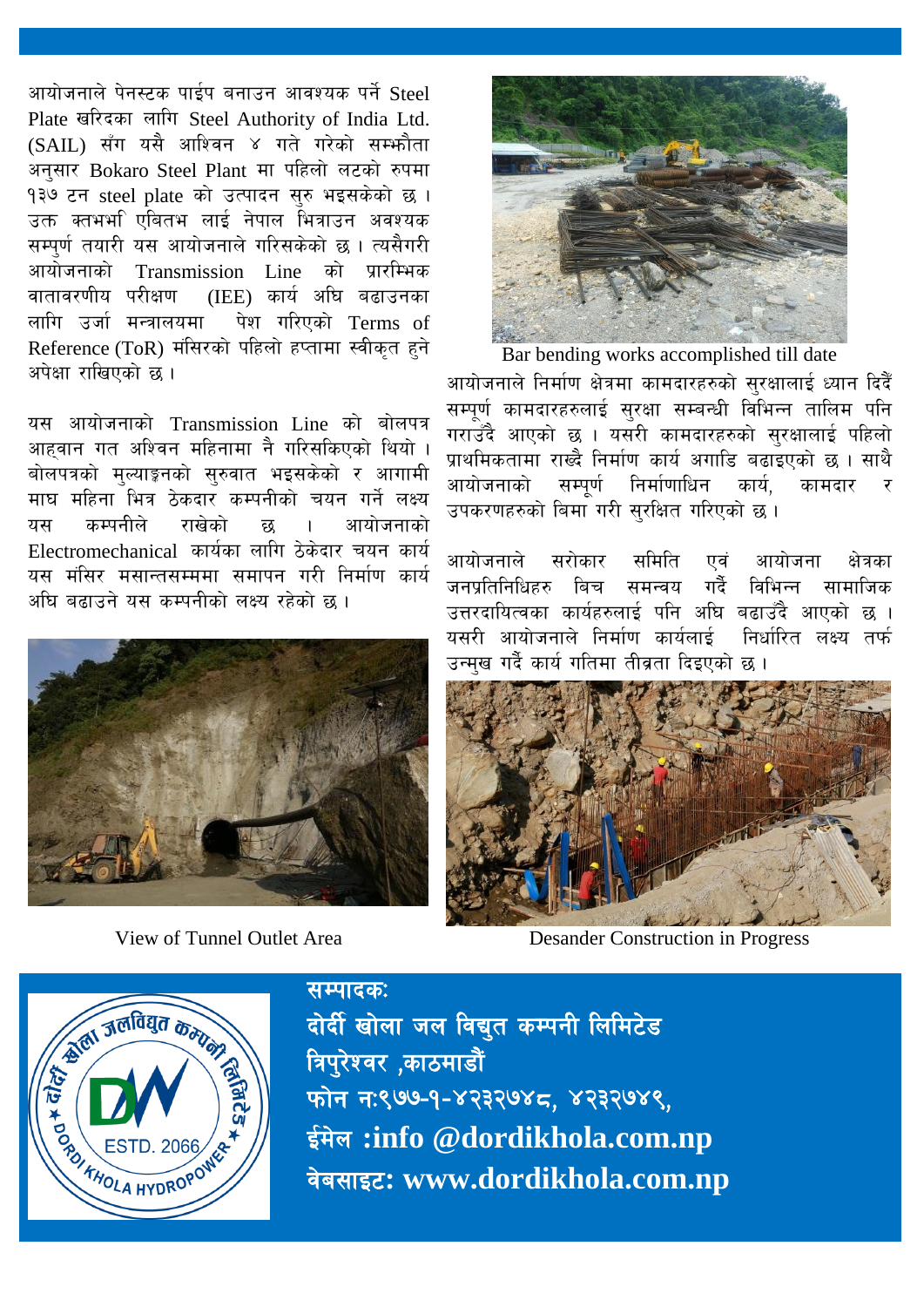आयोजनाले पेनस्टक पाईप बनाउन आवश्यक पर्ने Steel Plate खरिदका लागि Steel Authority of India Ltd. (SAIL) सँग यसै आश्विन ४ गते गरेको सम्झौता अनुसार Bokaro Steel Plant मा पहिलो लटको रुपमा १३७ टन steel plate को उत्पादन सुरु भइसकेको छ । उक्त क्तभभा एबितभ लाई नेपाल भित्राउन अवश्यक सम्पूर्ण तयारी यस आयोजनाले गरिसकेको छ । त्यसैगरी आयोजनाको Transmission Line को प्रारम्भिक वातावरणीय परीक्षण (IEE) कार्य अघि बढाउनका लागि उर्जा मन्त्रालयमा पेश गरिएको Terms of Reference (ToR) मंसिरको पहिलो हप्तामा स्वीकृत हुने अपेक्षा राखिएको छ ।

यस आयोजनाको Transmission Line को बोलपत्र आह्वान गत अश्विन महिनामा नै गरिसकिएको थियो । बोलपत्रको मुल्याङ्कनको सुरुवात भइसकेको र आगामी माघ महिना भित्र ठेकदार कम्पनीको चयन गर्ने लक्ष्य यस कम्पनीले राखेको छ । आयोजनाको Electromechanical कार्यका लागि ठेकेदार चयन कार्य यस मंसिर मसान्तसम्ममा समापन गरी निर्माण कार्य अघि बढाउने यस कम्पनीको लक्ष्य रहेको छ ।

View of Tunnel Outlet Area

Bar bending works accomplished till date

आयोजनाले निर्माण क्षेत्रमा कामदारहरुको सुरक्षालाई ध्यान दिदैं सम्पूर्ण कामदारहरुलाई सुरक्षा सम्बन्धी विभिन्न तालिम पनि गराउँदै आएको छ । यसरी कामदारहरुको सुरक्षालाई पहिलो प्राथमिकतामा राख्दै निर्माण कार्य अगाडि बढाइएको छ । साथै आयोजनाको सम्पूर्ण निर्माणाधिन कार्य, कामदार र उपकरणहरुको बिमा गरी सुरक्षित गरिएको छ ।

आयोजनाले सरोकार समिति एवं आयोजना क्षेत्रका जनप्रतिनिधिहरु बिच समन्वय गर्दै विभिन्न सामाजिक उत्तरदायित्वका कार्यहरुलाई पनि अघि बढाउँदै आएको छ । यसरी आयोजनाले निर्माण कार्यलाई निर्धारित लक्ष्य तर्फ उन्मुख गर्दै कार्य गतिमा तीव्रता दिइएको छ ।

Desander Construction in Progress

दोर्दी खोला जलविद्युत कम्पनी लिमिटेड
DW
ESTD. 2066
★ DORDI KHOLA HYDROPOWER ★

**सम्पादक:**
**दोर्दी खोला जल विद्युत कम्पनी लिमिटेड**
**त्रिपुरेश्वर ,काठमाडौं**
**फोन न:९७७-१-४२३२७४८, ४२३२७४९,**
**ईमेल :info @dordikhola.com.np**
**वेबसाइट: www.dordikhola.com.np**